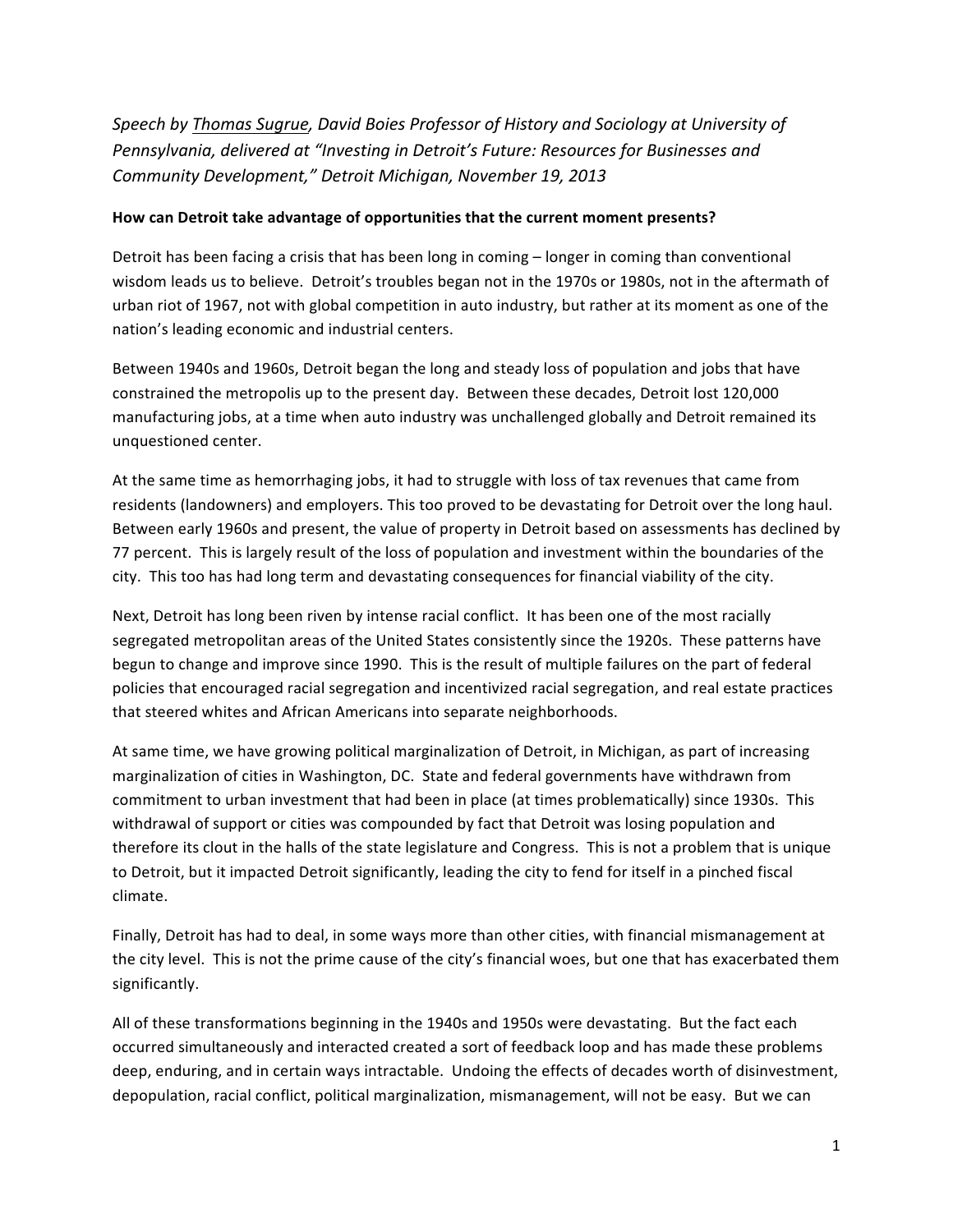*Speech by Thomas Sugrue, David Boies Professor of History and Sociology at University of Pennsylvania, delivered at "Investing in Detroit's Future: Resources for Businesses and Community Development," Detroit Michigan, November 19, 2013*

**How can Detroit take advantage of opportunities that the current moment presents?**

Detroit has been facing a crisis that has been long in coming – longer in coming than conventional wisdom leads us to believe. Detroit's troubles began not in the 1970s or 1980s, not in the aftermath of urban riot of 1967, not with global competition in auto industry, but rather at its moment as one of the nation's leading economic and industrial centers.

Between 1940s and 1960s, Detroit began the long and steady loss of population and jobs that have constrained the metropolis up to the present day. Between these decades, Detroit lost 120,000 manufacturing jobs, at a time when auto industry was unchallenged globally and Detroit remained its unquestioned center.

At the same time as hemorrhaging jobs, it had to struggle with loss of tax revenues that came from residents (landowners) and employers. This too proved to be devastating for Detroit over the long haul. Between early 1960s and present, the value of property in Detroit based on assessments has declined by 77 percent. This is largely result of the loss of population and investment within the boundaries of the city. This too has had long term and devastating consequences for financial viability of the city.

Next, Detroit has long been riven by intense racial conflict. It has been one of the most racially segregated metropolitan areas of the United States consistently since the 1920s. These patterns have begun to change and improve since 1990. This is the result of multiple failures on the part of federal policies that encouraged racial segregation and incentivized racial segregation, and real estate practices that steered whites and African Americans into separate neighborhoods.

At same time, we have growing political marginalization of Detroit, in Michigan, as part of increasing marginalization of cities in Washington, DC. State and federal governments have withdrawn from commitment to urban investment that had been in place (at times problematically) since 1930s. This withdrawal of support or cities was compounded by fact that Detroit was losing population and therefore its clout in the halls of the state legislature and Congress. This is not a problem that is unique to Detroit, but it impacted Detroit significantly, leading the city to fend for itself in a pinched fiscal climate.

Finally, Detroit has had to deal, in some ways more than other cities, with financial mismanagement at the city level. This is not the prime cause of the city's financial woes, but one that has exacerbated them significantly.

All of these transformations beginning in the 1940s and 1950s were devastating. But the fact each occurred simultaneously and interacted created a sort of feedback loop and has made these problems deep, enduring, and in certain ways intractable. Undoing the effects of decades worth of disinvestment, depopulation, racial conflict, political marginalization, mismanagement, will not be easy. But we can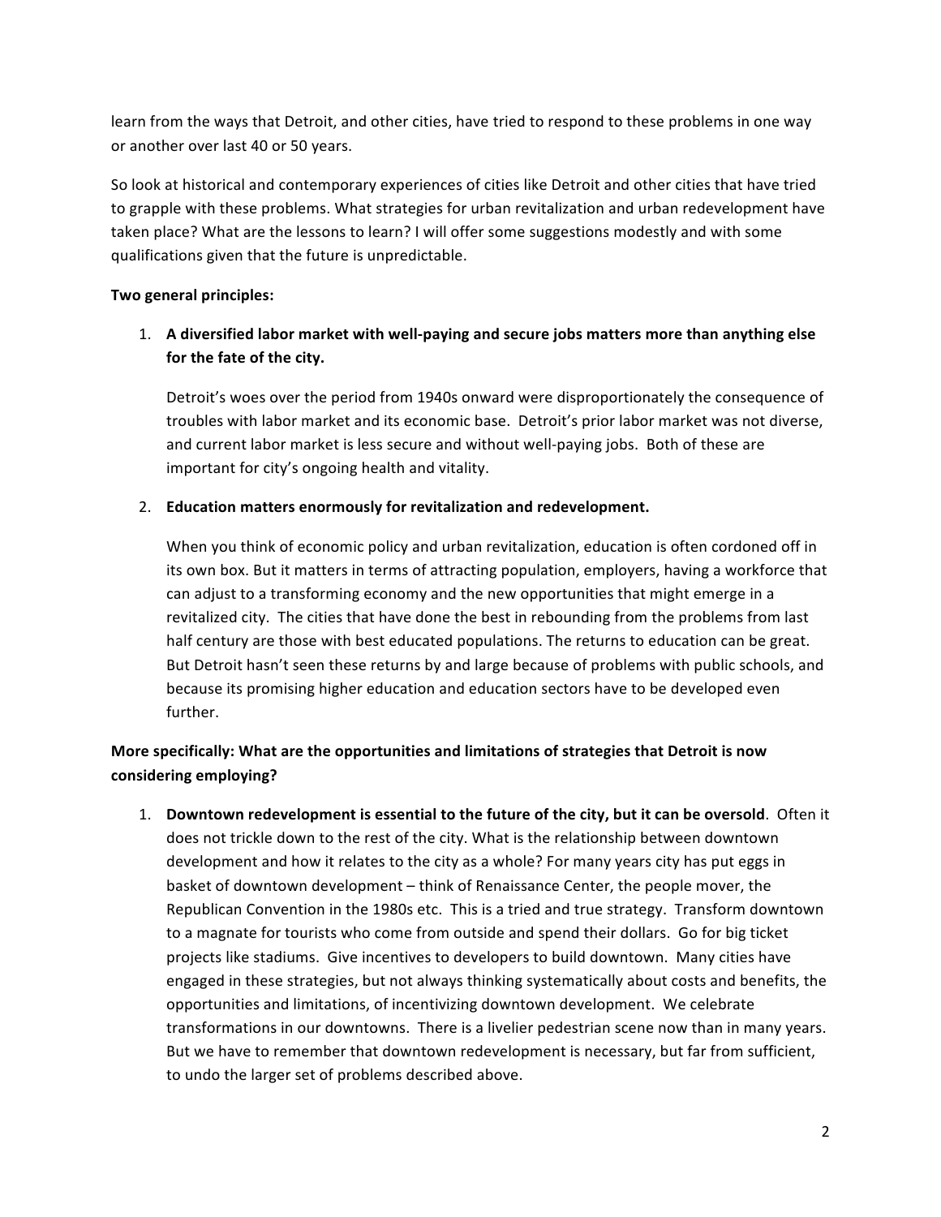learn from the ways that Detroit, and other cities, have tried to respond to these problems in one way or another over last 40 or 50 years.

So look at historical and contemporary experiences of cities like Detroit and other cities that have tried to grapple with these problems. What strategies for urban revitalization and urban redevelopment have taken place? What are the lessons to learn? I will offer some suggestions modestly and with some qualifications given that the future is unpredictable.

**Two general principles:**

1. **A diversified labor market with well-paying and secure jobs matters more than anything else for the fate of the city.**

   Detroit's woes over the period from 1940s onward were disproportionately the consequence of troubles with labor market and its economic base. Detroit's prior labor market was not diverse, and current labor market is less secure and without well-paying jobs. Both of these are important for city's ongoing health and vitality.

2. **Education matters enormously for revitalization and redevelopment.**

   When you think of economic policy and urban revitalization, education is often cordoned off in its own box. But it matters in terms of attracting population, employers, having a workforce that can adjust to a transforming economy and the new opportunities that might emerge in a revitalized city. The cities that have done the best in rebounding from the problems from last half century are those with best educated populations. The returns to education can be great. But Detroit hasn't seen these returns by and large because of problems with public schools, and because its promising higher education and education sectors have to be developed even further.

**More specifically: What are the opportunities and limitations of strategies that Detroit is now considering employing?**

1. **Downtown redevelopment is essential to the future of the city, but it can be oversold**. Often it does not trickle down to the rest of the city. What is the relationship between downtown development and how it relates to the city as a whole? For many years city has put eggs in basket of downtown development – think of Renaissance Center, the people mover, the Republican Convention in the 1980s etc. This is a tried and true strategy. Transform downtown to a magnate for tourists who come from outside and spend their dollars. Go for big ticket projects like stadiums. Give incentives to developers to build downtown. Many cities have engaged in these strategies, but not always thinking systematically about costs and benefits, the opportunities and limitations, of incentivizing downtown development. We celebrate transformations in our downtowns. There is a livelier pedestrian scene now than in many years. But we have to remember that downtown redevelopment is necessary, but far from sufficient, to undo the larger set of problems described above.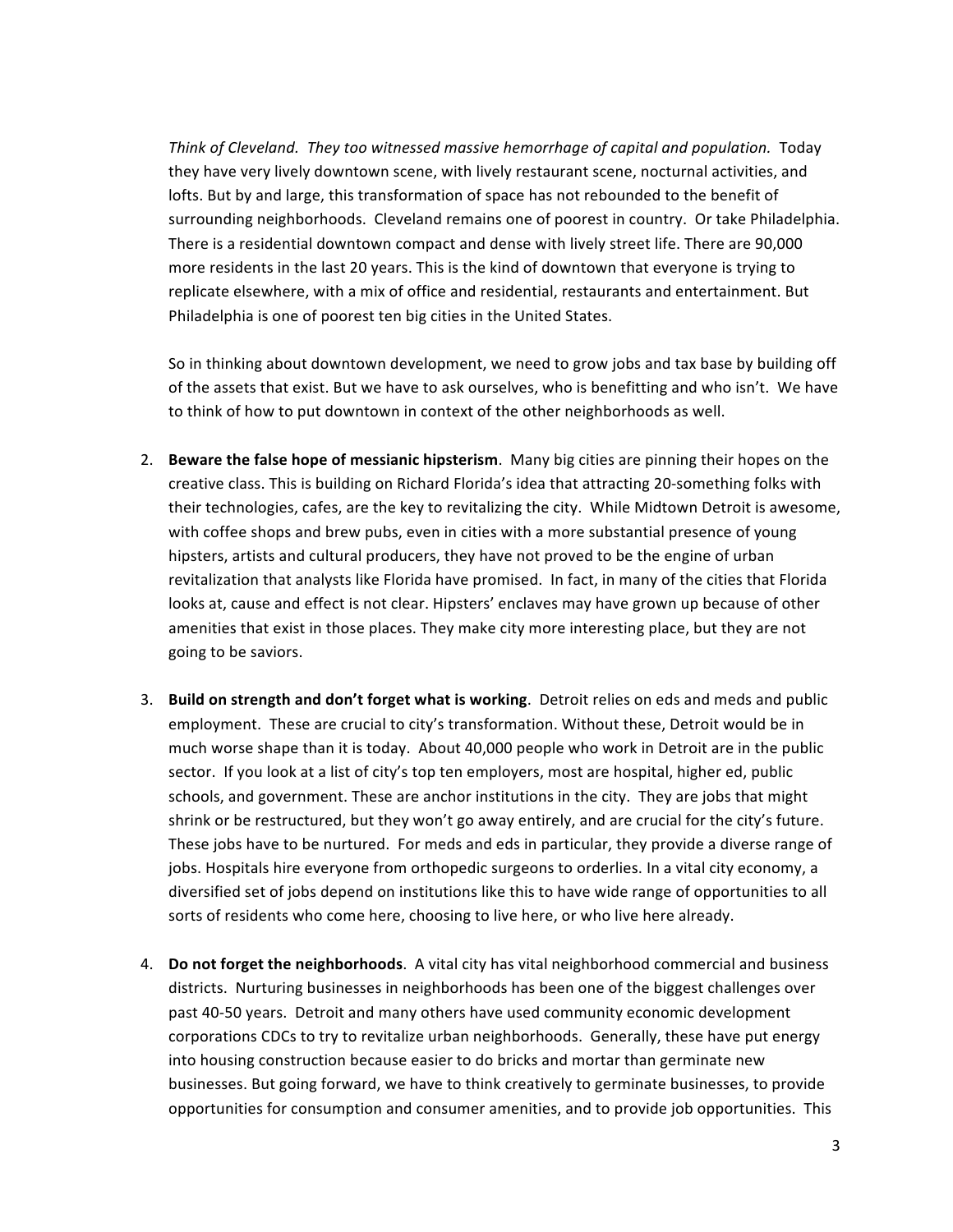*Think of Cleveland. They too witnessed massive hemorrhage of capital and population.* Today they have very lively downtown scene, with lively restaurant scene, nocturnal activities, and lofts. But by and large, this transformation of space has not rebounded to the benefit of surrounding neighborhoods. Cleveland remains one of poorest in country. Or take Philadelphia. There is a residential downtown compact and dense with lively street life. There are 90,000 more residents in the last 20 years. This is the kind of downtown that everyone is trying to replicate elsewhere, with a mix of office and residential, restaurants and entertainment. But Philadelphia is one of poorest ten big cities in the United States.

So in thinking about downtown development, we need to grow jobs and tax base by building off of the assets that exist. But we have to ask ourselves, who is benefitting and who isn't. We have to think of how to put downtown in context of the other neighborhoods as well.

2. **Beware the false hope of messianic hipsterism**. Many big cities are pinning their hopes on the creative class. This is building on Richard Florida's idea that attracting 20-something folks with their technologies, cafes, are the key to revitalizing the city. While Midtown Detroit is awesome, with coffee shops and brew pubs, even in cities with a more substantial presence of young hipsters, artists and cultural producers, they have not proved to be the engine of urban revitalization that analysts like Florida have promised. In fact, in many of the cities that Florida looks at, cause and effect is not clear. Hipsters' enclaves may have grown up because of other amenities that exist in those places. They make city more interesting place, but they are not going to be saviors.

3. **Build on strength and don't forget what is working**. Detroit relies on eds and meds and public employment. These are crucial to city's transformation. Without these, Detroit would be in much worse shape than it is today. About 40,000 people who work in Detroit are in the public sector. If you look at a list of city's top ten employers, most are hospital, higher ed, public schools, and government. These are anchor institutions in the city. They are jobs that might shrink or be restructured, but they won't go away entirely, and are crucial for the city's future. These jobs have to be nurtured. For meds and eds in particular, they provide a diverse range of jobs. Hospitals hire everyone from orthopedic surgeons to orderlies. In a vital city economy, a diversified set of jobs depend on institutions like this to have wide range of opportunities to all sorts of residents who come here, choosing to live here, or who live here already.

4. **Do not forget the neighborhoods**. A vital city has vital neighborhood commercial and business districts. Nurturing businesses in neighborhoods has been one of the biggest challenges over past 40-50 years. Detroit and many others have used community economic development corporations CDCs to try to revitalize urban neighborhoods. Generally, these have put energy into housing construction because easier to do bricks and mortar than germinate new businesses. But going forward, we have to think creatively to germinate businesses, to provide opportunities for consumption and consumer amenities, and to provide job opportunities. This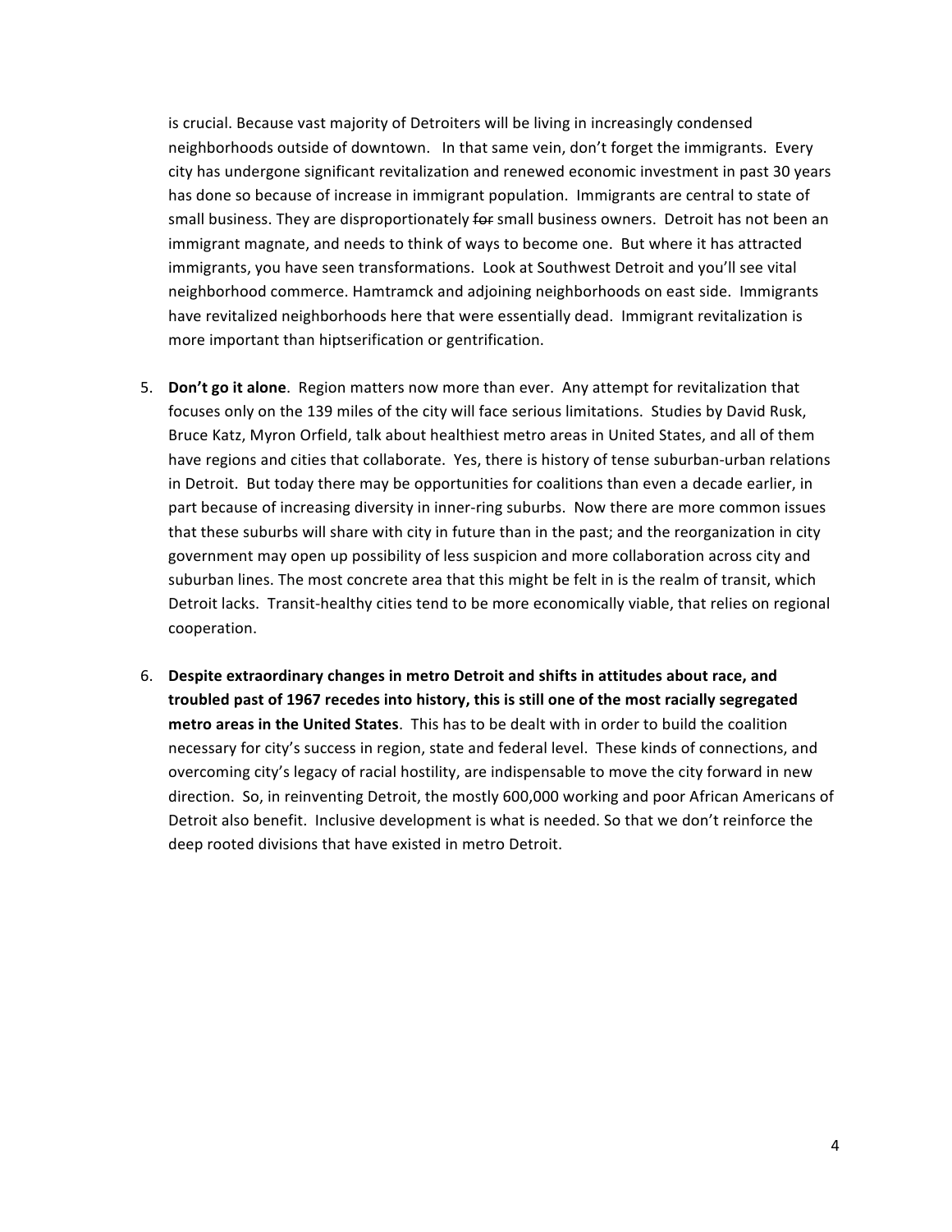is crucial. Because vast majority of Detroiters will be living in increasingly condensed neighborhoods outside of downtown. In that same vein, don't forget the immigrants. Every city has undergone significant revitalization and renewed economic investment in past 30 years has done so because of increase in immigrant population. Immigrants are central to state of small business. They are disproportionately ~~for~~ small business owners. Detroit has not been an immigrant magnate, and needs to think of ways to become one. But where it has attracted immigrants, you have seen transformations. Look at Southwest Detroit and you'll see vital neighborhood commerce. Hamtramck and adjoining neighborhoods on east side. Immigrants have revitalized neighborhoods here that were essentially dead. Immigrant revitalization is more important than hiptserification or gentrification.

5. **Don't go it alone**. Region matters now more than ever. Any attempt for revitalization that focuses only on the 139 miles of the city will face serious limitations. Studies by David Rusk, Bruce Katz, Myron Orfield, talk about healthiest metro areas in United States, and all of them have regions and cities that collaborate. Yes, there is history of tense suburban-urban relations in Detroit. But today there may be opportunities for coalitions than even a decade earlier, in part because of increasing diversity in inner-ring suburbs. Now there are more common issues that these suburbs will share with city in future than in the past; and the reorganization in city government may open up possibility of less suspicion and more collaboration across city and suburban lines. The most concrete area that this might be felt in is the realm of transit, which Detroit lacks. Transit-healthy cities tend to be more economically viable, that relies on regional cooperation.

6. **Despite extraordinary changes in metro Detroit and shifts in attitudes about race, and troubled past of 1967 recedes into history, this is still one of the most racially segregated metro areas in the United States**. This has to be dealt with in order to build the coalition necessary for city's success in region, state and federal level. These kinds of connections, and overcoming city's legacy of racial hostility, are indispensable to move the city forward in new direction. So, in reinventing Detroit, the mostly 600,000 working and poor African Americans of Detroit also benefit. Inclusive development is what is needed. So that we don't reinforce the deep rooted divisions that have existed in metro Detroit.